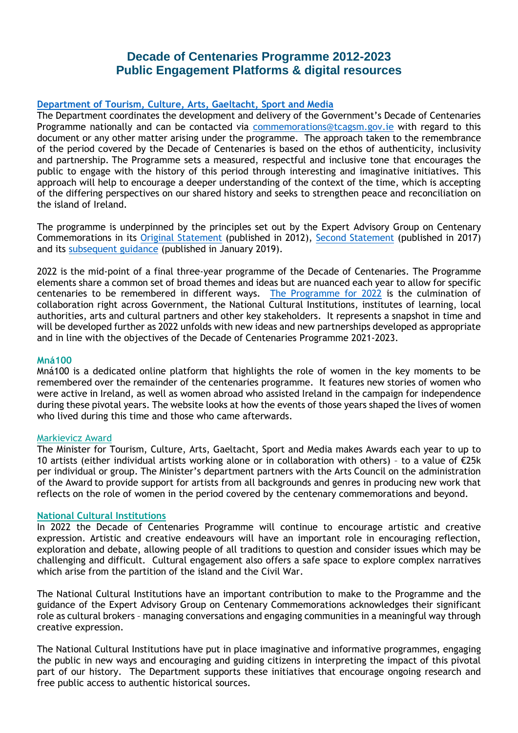# Decade of Centenaries Programme 2012-2023
# Public Engagement Platforms & digital resources

**Department of Tourism, Culture, Arts, Gaeltacht, Sport and Media**

The Department coordinates the development and delivery of the Government's Decade of Centenaries Programme nationally and can be contacted via commemorations@tcagsm.gov.ie with regard to this document or any other matter arising under the programme. The approach taken to the remembrance of the period covered by the Decade of Centenaries is based on the ethos of authenticity, inclusivity and partnership. The Programme sets a measured, respectful and inclusive tone that encourages the public to engage with the history of this period through interesting and imaginative initiatives. This approach will help to encourage a deeper understanding of the context of the time, which is accepting of the differing perspectives on our shared history and seeks to strengthen peace and reconciliation on the island of Ireland.

The programme is underpinned by the principles set out by the Expert Advisory Group on Centenary Commemorations in its Original Statement (published in 2012), Second Statement (published in 2017) and its subsequent guidance (published in January 2019).

2022 is the mid-point of a final three-year programme of the Decade of Centenaries. The Programme elements share a common set of broad themes and ideas but are nuanced each year to allow for specific centenaries to be remembered in different ways. The Programme for 2022 is the culmination of collaboration right across Government, the National Cultural Institutions, institutes of learning, local authorities, arts and cultural partners and other key stakeholders. It represents a snapshot in time and will be developed further as 2022 unfolds with new ideas and new partnerships developed as appropriate and in line with the objectives of the Decade of Centenaries Programme 2021-2023.

**Mná100**

Mná100 is a dedicated online platform that highlights the role of women in the key moments to be remembered over the remainder of the centenaries programme. It features new stories of women who were active in Ireland, as well as women abroad who assisted Ireland in the campaign for independence during these pivotal years. The website looks at how the events of those years shaped the lives of women who lived during this time and those who came afterwards.

Markievicz Award

The Minister for Tourism, Culture, Arts, Gaeltacht, Sport and Media makes Awards each year to up to 10 artists (either individual artists working alone or in collaboration with others) – to a value of €25k per individual or group. The Minister's department partners with the Arts Council on the administration of the Award to provide support for artists from all backgrounds and genres in producing new work that reflects on the role of women in the period covered by the centenary commemorations and beyond.

**National Cultural Institutions**

In 2022 the Decade of Centenaries Programme will continue to encourage artistic and creative expression. Artistic and creative endeavours will have an important role in encouraging reflection, exploration and debate, allowing people of all traditions to question and consider issues which may be challenging and difficult. Cultural engagement also offers a safe space to explore complex narratives which arise from the partition of the island and the Civil War.

The National Cultural Institutions have an important contribution to make to the Programme and the guidance of the Expert Advisory Group on Centenary Commemorations acknowledges their significant role as cultural brokers – managing conversations and engaging communities in a meaningful way through creative expression.

The National Cultural Institutions have put in place imaginative and informative programmes, engaging the public in new ways and encouraging and guiding citizens in interpreting the impact of this pivotal part of our history. The Department supports these initiatives that encourage ongoing research and free public access to authentic historical sources.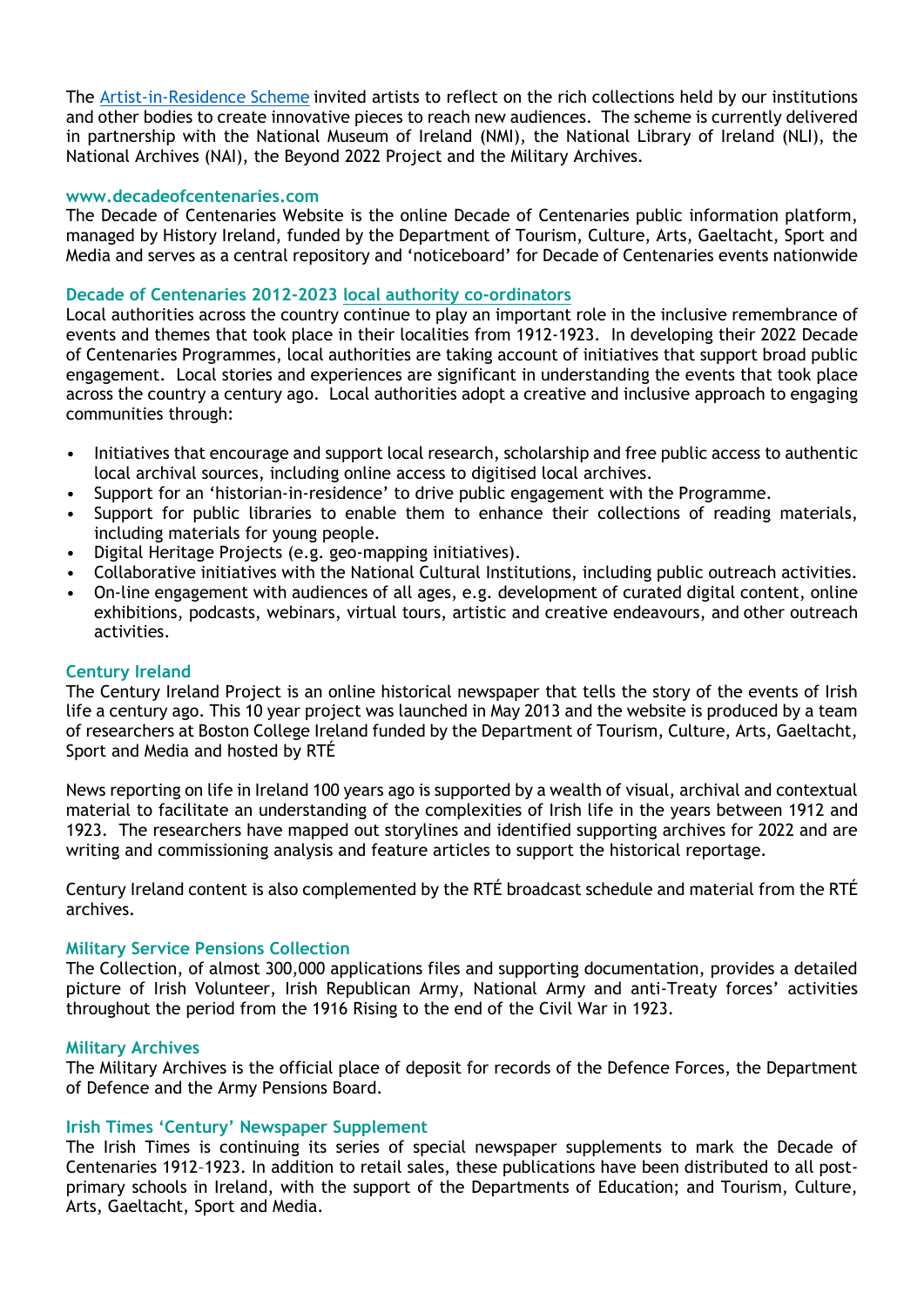The Artist-in-Residence Scheme invited artists to reflect on the rich collections held by our institutions and other bodies to create innovative pieces to reach new audiences. The scheme is currently delivered in partnership with the National Museum of Ireland (NMI), the National Library of Ireland (NLI), the National Archives (NAI), the Beyond 2022 Project and the Military Archives.

### www.decadeofcentenaries.com

The Decade of Centenaries Website is the online Decade of Centenaries public information platform, managed by History Ireland, funded by the Department of Tourism, Culture, Arts, Gaeltacht, Sport and Media and serves as a central repository and 'noticeboard' for Decade of Centenaries events nationwide

### Decade of Centenaries 2012-2023 local authority co-ordinators

Local authorities across the country continue to play an important role in the inclusive remembrance of events and themes that took place in their localities from 1912-1923. In developing their 2022 Decade of Centenaries Programmes, local authorities are taking account of initiatives that support broad public engagement. Local stories and experiences are significant in understanding the events that took place across the country a century ago. Local authorities adopt a creative and inclusive approach to engaging communities through:

- Initiatives that encourage and support local research, scholarship and free public access to authentic local archival sources, including online access to digitised local archives.
- Support for an 'historian-in-residence' to drive public engagement with the Programme.
- Support for public libraries to enable them to enhance their collections of reading materials, including materials for young people.
- Digital Heritage Projects (e.g. geo-mapping initiatives).
- Collaborative initiatives with the National Cultural Institutions, including public outreach activities.
- On-line engagement with audiences of all ages, e.g. development of curated digital content, online exhibitions, podcasts, webinars, virtual tours, artistic and creative endeavours, and other outreach activities.

### Century Ireland

The Century Ireland Project is an online historical newspaper that tells the story of the events of Irish life a century ago. This 10 year project was launched in May 2013 and the website is produced by a team of researchers at Boston College Ireland funded by the Department of Tourism, Culture, Arts, Gaeltacht, Sport and Media and hosted by RTÉ

News reporting on life in Ireland 100 years ago is supported by a wealth of visual, archival and contextual material to facilitate an understanding of the complexities of Irish life in the years between 1912 and 1923. The researchers have mapped out storylines and identified supporting archives for 2022 and are writing and commissioning analysis and feature articles to support the historical reportage.

Century Ireland content is also complemented by the RTÉ broadcast schedule and material from the RTÉ archives.

### Military Service Pensions Collection

The Collection, of almost 300,000 applications files and supporting documentation, provides a detailed picture of Irish Volunteer, Irish Republican Army, National Army and anti-Treaty forces' activities throughout the period from the 1916 Rising to the end of the Civil War in 1923.

### Military Archives

The Military Archives is the official place of deposit for records of the Defence Forces, the Department of Defence and the Army Pensions Board.

### Irish Times 'Century' Newspaper Supplement

The Irish Times is continuing its series of special newspaper supplements to mark the Decade of Centenaries 1912–1923. In addition to retail sales, these publications have been distributed to all post-primary schools in Ireland, with the support of the Departments of Education; and Tourism, Culture, Arts, Gaeltacht, Sport and Media.